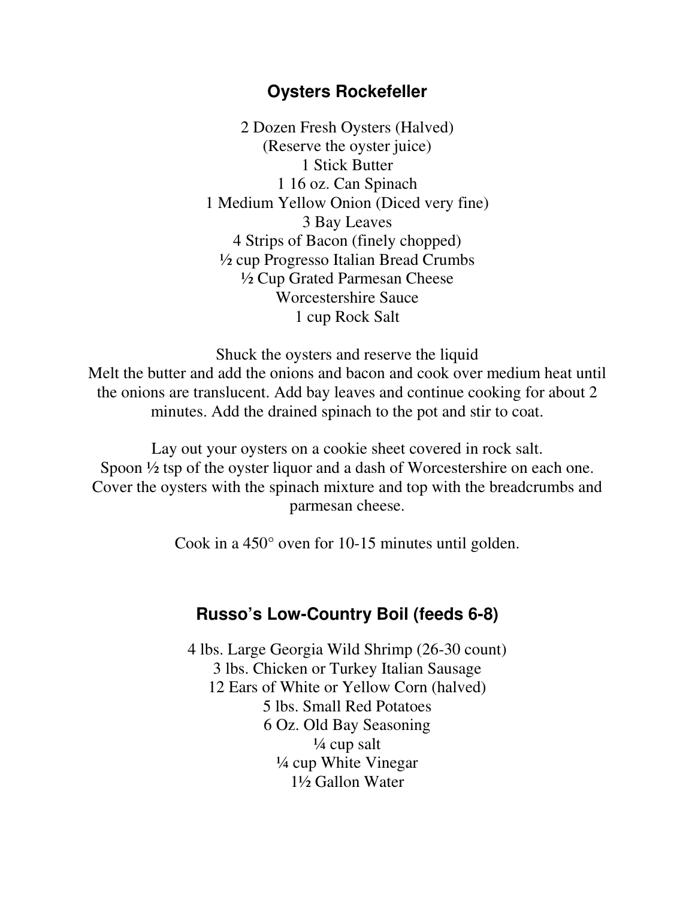## Oysters Rockefeller

2 Dozen Fresh Oysters (Halved)
(Reserve the oyster juice)
1 Stick Butter
1 16 oz. Can Spinach
1 Medium Yellow Onion (Diced very fine)
3 Bay Leaves
4 Strips of Bacon (finely chopped)
½ cup Progresso Italian Bread Crumbs
½ Cup Grated Parmesan Cheese
Worcestershire Sauce
1 cup Rock Salt

Shuck the oysters and reserve the liquid
Melt the butter and add the onions and bacon and cook over medium heat until the onions are translucent. Add bay leaves and continue cooking for about 2 minutes. Add the drained spinach to the pot and stir to coat.

Lay out your oysters on a cookie sheet covered in rock salt.
Spoon ½ tsp of the oyster liquor and a dash of Worcestershire on each one.
Cover the oysters with the spinach mixture and top with the breadcrumbs and parmesan cheese.

Cook in a 450° oven for 10-15 minutes until golden.

## Russo's Low-Country Boil (feeds 6-8)

4 lbs. Large Georgia Wild Shrimp (26-30 count)
3 lbs. Chicken or Turkey Italian Sausage
12 Ears of White or Yellow Corn (halved)
5 lbs. Small Red Potatoes
6 Oz. Old Bay Seasoning
¼ cup salt
¼ cup White Vinegar
1½ Gallon Water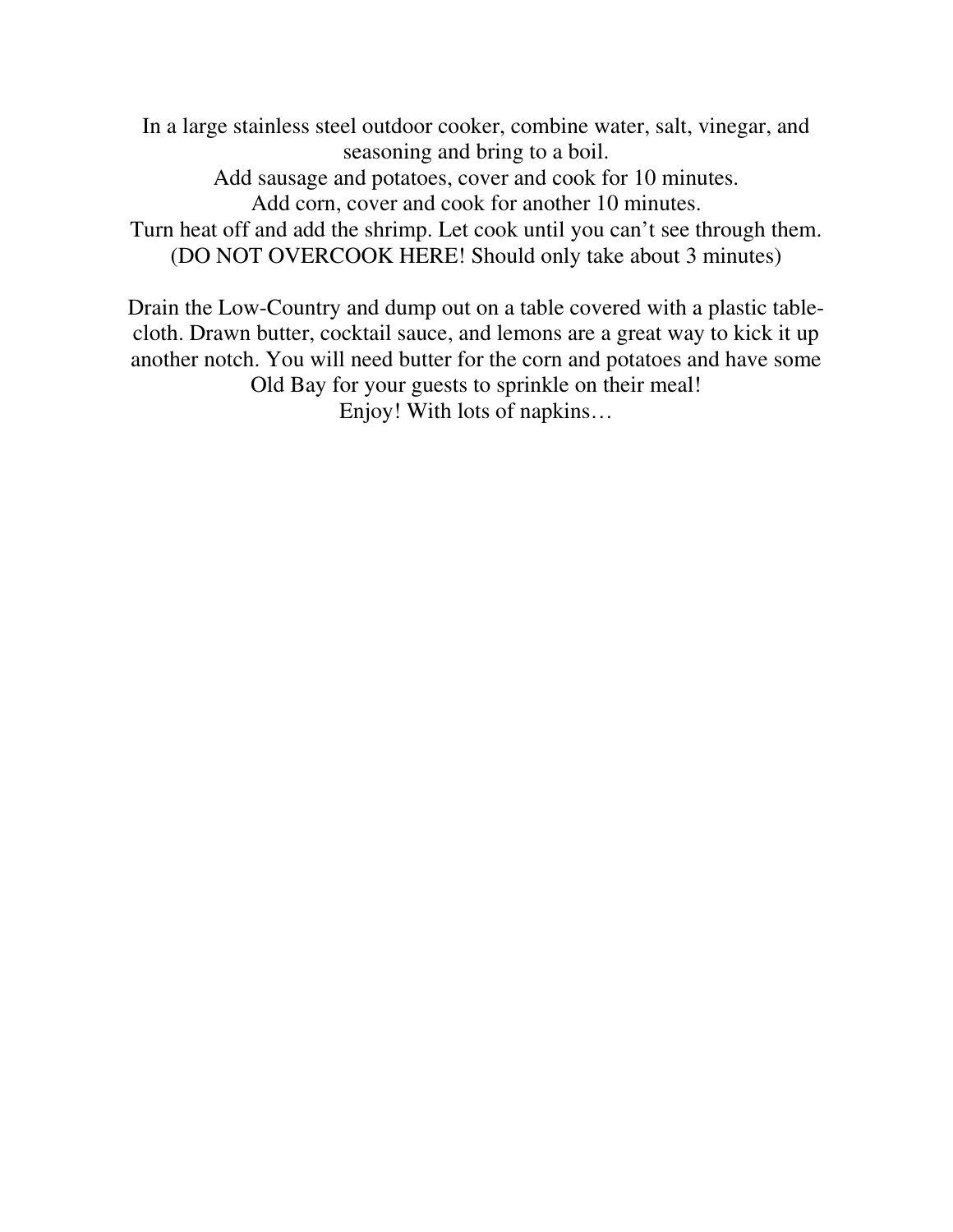In a large stainless steel outdoor cooker, combine water, salt, vinegar, and seasoning and bring to a boil.

Add sausage and potatoes, cover and cook for 10 minutes.

Add corn, cover and cook for another 10 minutes.

Turn heat off and add the shrimp. Let cook until you can't see through them. (DO NOT OVERCOOK HERE! Should only take about 3 minutes)

Drain the Low-Country and dump out on a table covered with a plastic table-cloth. Drawn butter, cocktail sauce, and lemons are a great way to kick it up another notch. You will need butter for the corn and potatoes and have some Old Bay for your guests to sprinkle on their meal!

Enjoy! With lots of napkins…